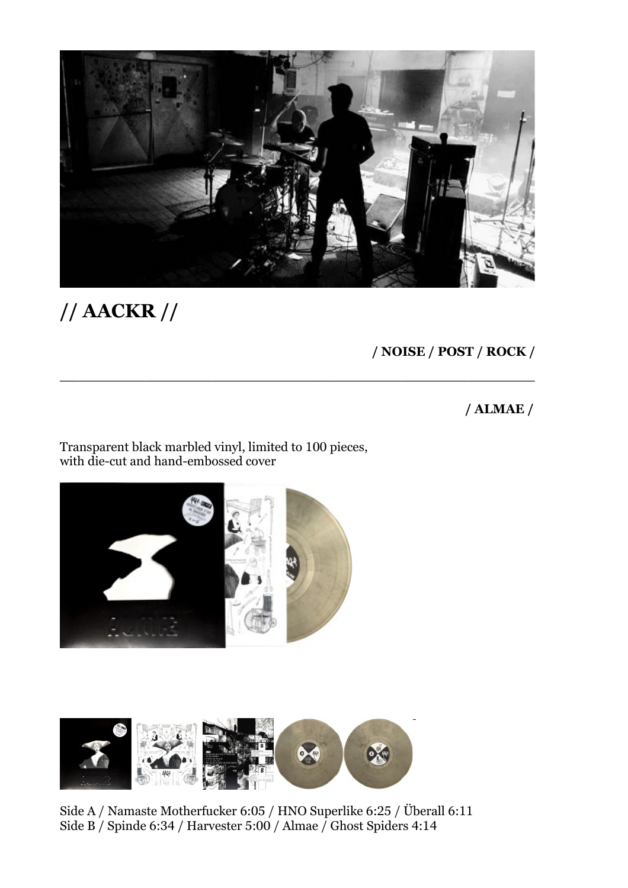# // AACKR //

**/ NOISE / POST / ROCK /**

---

**/ ALMAE /**

Transparent black marbled vinyl, limited to 100 pieces,
with die-cut and hand-embossed cover

Side A / Namaste Motherfucker 6:05 / HNO Superlike 6:25 / Überall 6:11
Side B / Spinde 6:34 / Harvester 5:00 / Almae / Ghost Spiders 4:14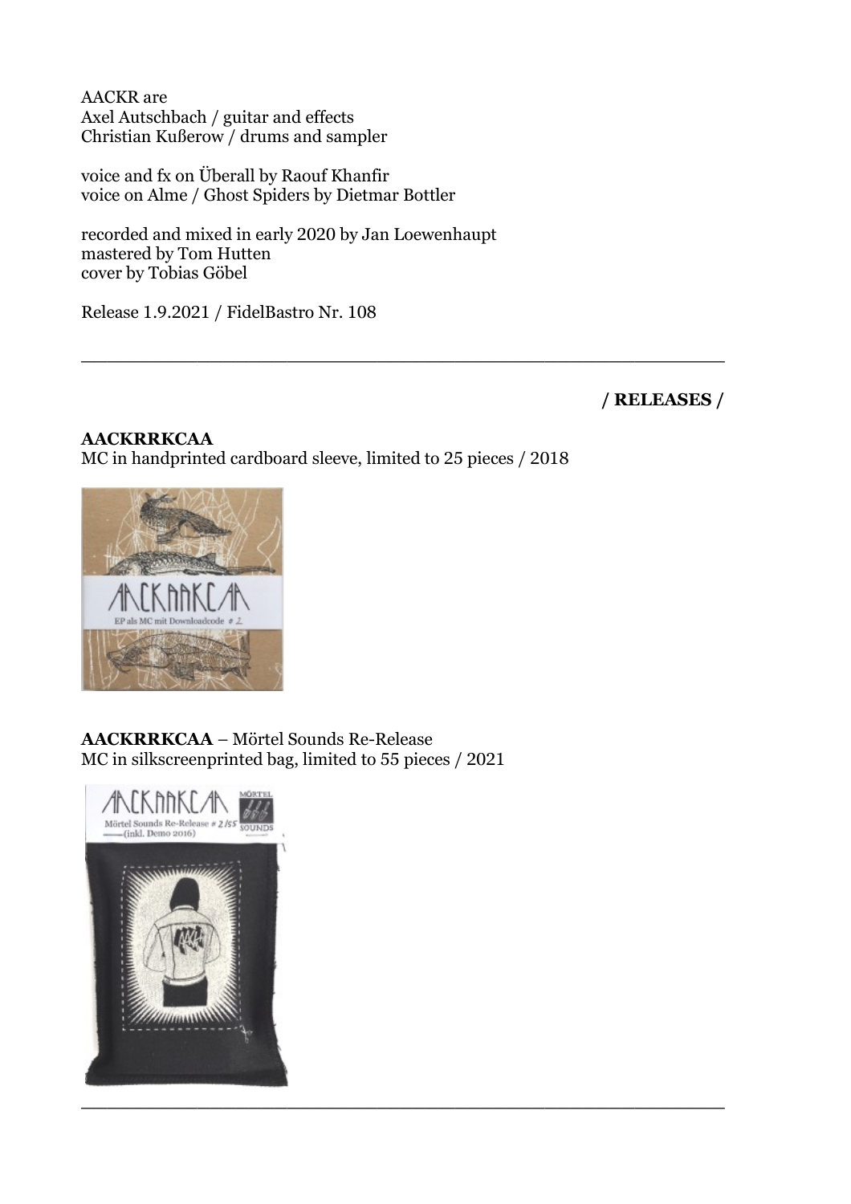AACKR are
Axel Autschbach / guitar and effects
Christian Kußerow / drums and sampler

voice and fx on Überall by Raouf Khanfir
voice on Alme / Ghost Spiders by Dietmar Bottler

recorded and mixed in early 2020 by Jan Loewenhaupt
mastered by Tom Hutten
cover by Tobias Göbel

Release 1.9.2021 / FidelBastro Nr. 108

---

**/ RELEASES /**

**AACKRRKCAA**
MC in handprinted cardboard sleeve, limited to 25 pieces / 2018

**AACKRRKCAA** – Mörtel Sounds Re-Release
MC in silkscreenprinted bag, limited to 55 pieces / 2021

---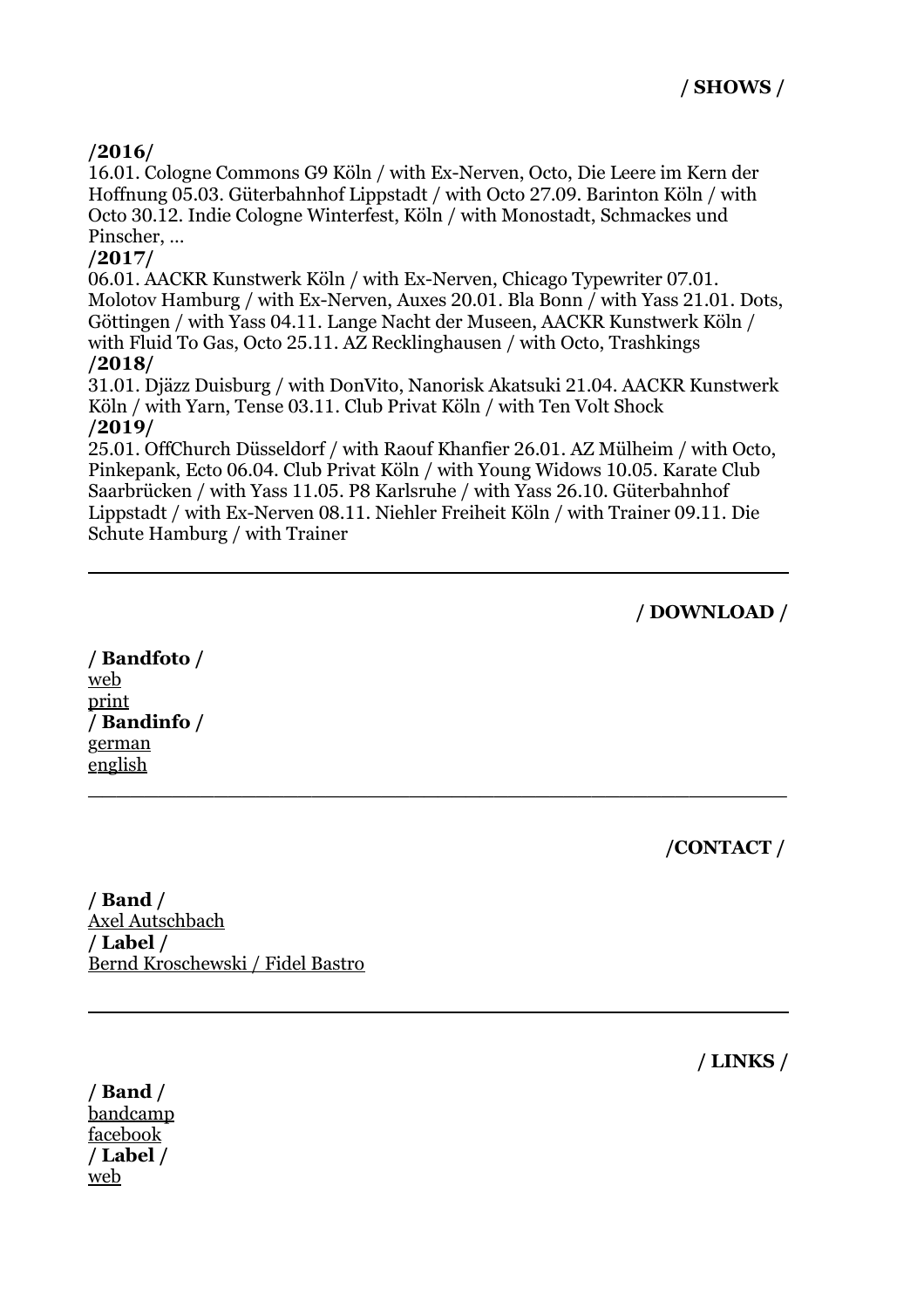## / SHOWS /

**/2016/**
16.01. Cologne Commons G9 Köln / with Ex-Nerven, Octo, Die Leere im Kern der Hoffnung 05.03. Güterbahnhof Lippstadt / with Octo 27.09. Barinton Köln / with Octo 30.12. Indie Cologne Winterfest, Köln / with Monostadt, Schmackes und Pinscher, ...
**/2017/**
06.01. AACKR Kunstwerk Köln / with Ex-Nerven, Chicago Typewriter 07.01. Molotov Hamburg / with Ex-Nerven, Auxes 20.01. Bla Bonn / with Yass 21.01. Dots, Göttingen / with Yass 04.11. Lange Nacht der Museen, AACKR Kunstwerk Köln / with Fluid To Gas, Octo 25.11. AZ Recklinghausen / with Octo, Trashkings
**/2018/**
31.01. Djäzz Duisburg / with DonVito, Nanorisk Akatsuki 21.04. AACKR Kunstwerk Köln / with Yarn, Tense 03.11. Club Privat Köln / with Ten Volt Shock
**/2019/**
25.01. OffChurch Düsseldorf / with Raouf Khanfier 26.01. AZ Mülheim / with Octo, Pinkepank, Ecto 06.04. Club Privat Köln / with Young Widows 10.05. Karate Club Saarbrücken / with Yass 11.05. P8 Karlsruhe / with Yass 26.10. Güterbahnhof Lippstadt / with Ex-Nerven 08.11. Niehler Freiheit Köln / with Trainer 09.11. Die Schute Hamburg / with Trainer

---

## / DOWNLOAD /

**/ Bandfoto /**
web
print
**/ Bandinfo /**
german
english

---

## /CONTACT /

**/ Band /**
Axel Autschbach
**/ Label /**
Bernd Kroschewski / Fidel Bastro

---

## / LINKS /

**/ Band /**
bandcamp
facebook
**/ Label /**
web